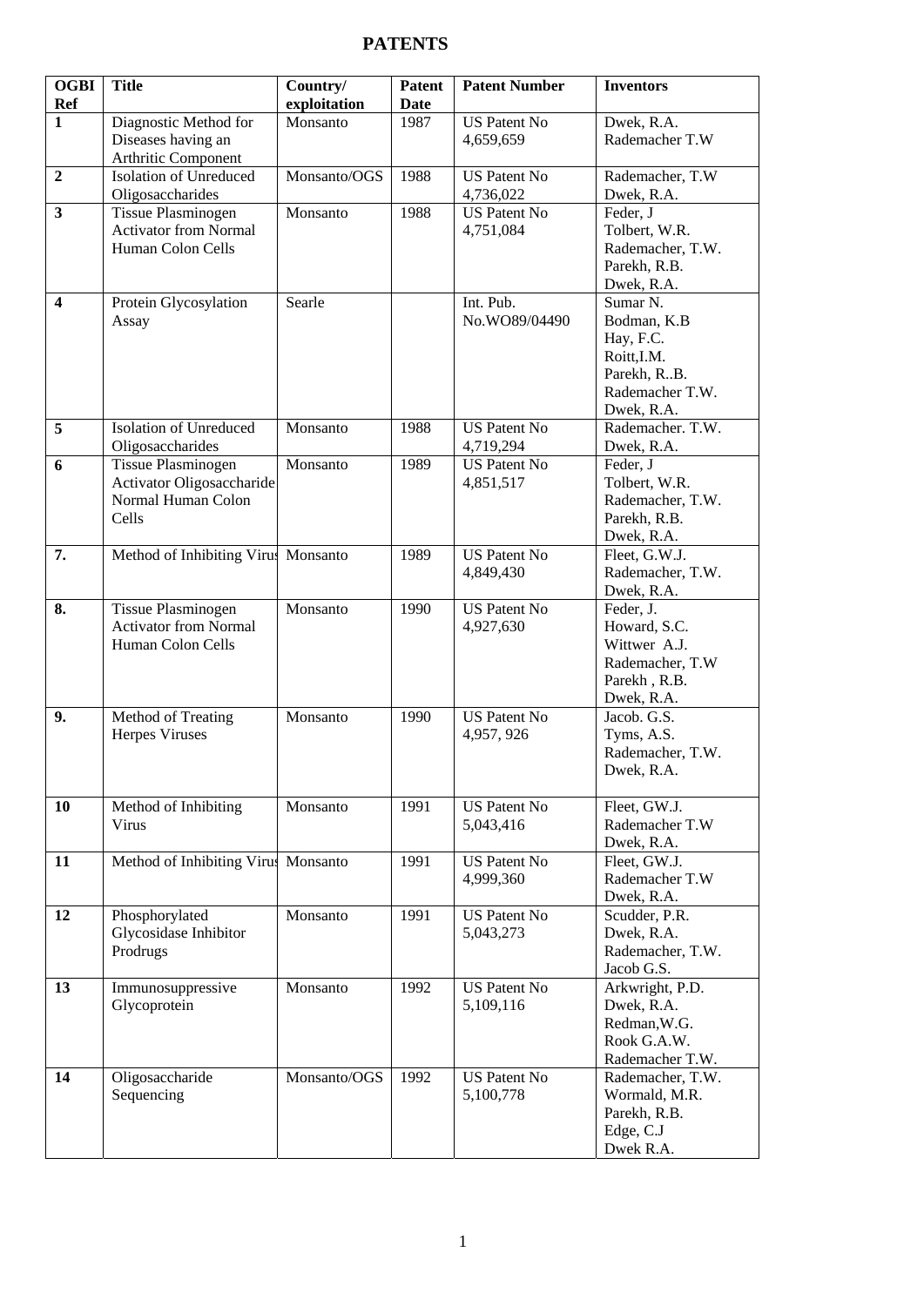# PATENTS

| OGBI Ref | Title | Country/ exploitation | Patent Date | Patent Number | Inventors |
|---|---|---|---|---|---|
| **1** | Diagnostic Method for Diseases having an Arthritic Component | Monsanto | 1987 | US Patent No 4,659,659 | Dwek, R.A.<br>Rademacher T.W |
| **2** | Isolation of Unreduced Oligosaccharides | Monsanto/OGS | 1988 | US Patent No 4,736,022 | Rademacher, T.W<br>Dwek, R.A. |
| **3** | Tissue Plasminogen Activator from Normal Human Colon Cells | Monsanto | 1988 | US Patent No 4,751,084 | Feder, J<br>Tolbert, W.R.<br>Rademacher, T.W.<br>Parekh, R.B.<br>Dwek, R.A. |
| **4** | Protein Glycosylation Assay | Searle | | Int. Pub. No.WO89/04490 | Sumar N.<br>Bodman, K.B<br>Hay, F.C.<br>Roitt,I.M.<br>Parekh, R..B.<br>Rademacher T.W.<br>Dwek, R.A. |
| **5** | Isolation of Unreduced Oligosaccharides | Monsanto | 1988 | US Patent No 4,719,294 | Rademacher. T.W.<br>Dwek, R.A. |
| **6** | Tissue Plasminogen Activator Oligosaccharide Normal Human Colon Cells | Monsanto | 1989 | US Patent No 4,851,517 | Feder, J<br>Tolbert, W.R.<br>Rademacher, T.W.<br>Parekh, R.B.<br>Dwek, R.A. |
| **7.** | Method of Inhibiting Virus | Monsanto | 1989 | US Patent No 4,849,430 | Fleet, G.W.J.<br>Rademacher, T.W.<br>Dwek, R.A. |
| **8.** | Tissue Plasminogen Activator from Normal Human Colon Cells | Monsanto | 1990 | US Patent No 4,927,630 | Feder, J.<br>Howard, S.C.<br>Wittwer A.J.<br>Rademacher, T.W<br>Parekh , R.B.<br>Dwek, R.A. |
| **9.** | Method of Treating Herpes Viruses | Monsanto | 1990 | US Patent No 4,957, 926 | Jacob. G.S.<br>Tyms, A.S.<br>Rademacher, T.W.<br>Dwek, R.A. |
| **10** | Method of Inhibiting Virus | Monsanto | 1991 | US Patent No 5,043,416 | Fleet, GW.J.<br>Rademacher T.W<br>Dwek, R.A. |
| **11** | Method of Inhibiting Virus | Monsanto | 1991 | US Patent No 4,999,360 | Fleet, GW.J.<br>Rademacher T.W<br>Dwek, R.A. |
| **12** | Phosphorylated Glycosidase Inhibitor Prodrugs | Monsanto | 1991 | US Patent No 5,043,273 | Scudder, P.R.<br>Dwek, R.A.<br>Rademacher, T.W.<br>Jacob G.S. |
| **13** | Immunosuppressive Glycoprotein | Monsanto | 1992 | US Patent No 5,109,116 | Arkwright, P.D.<br>Dwek, R.A.<br>Redman,W.G.<br>Rook G.A.W.<br>Rademacher T.W. |
| **14** | Oligosaccharide Sequencing | Monsanto/OGS | 1992 | US Patent No 5,100,778 | Rademacher, T.W.<br>Wormald, M.R.<br>Parekh, R.B.<br>Edge, C.J<br>Dwek R.A. |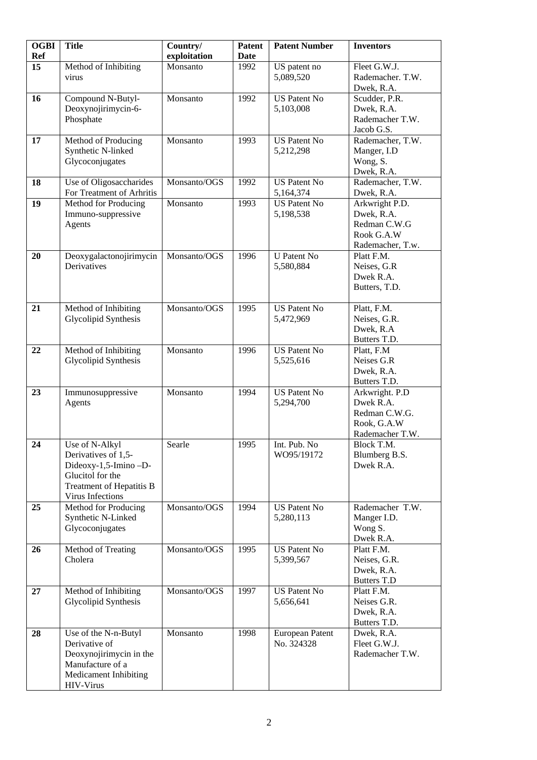| OGBI Ref | Title | Country/ exploitation | Patent Date | Patent Number | Inventors |
|---|---|---|---|---|---|
| **15** | Method of Inhibiting virus | Monsanto | 1992 | US patent no 5,089,520 | Fleet G.W.J. Rademacher. T.W. Dwek, R.A. |
| **16** | Compound N-Butyl-Deoxynojirimycin-6-Phosphate | Monsanto | 1992 | US Patent No 5,103,008 | Scudder, P.R. Dwek, R.A. Rademacher T.W. Jacob G.S. |
| **17** | Method of Producing Synthetic N-linked Glycoconjugates | Monsanto | 1993 | US Patent No 5,212,298 | Rademacher, T.W. Manger, I.D Wong, S. Dwek, R.A. |
| **18** | Use of Oligosaccharides For Treatment of Arhritis | Monsanto/OGS | 1992 | US Patent No 5,164,374 | Rademacher, T.W. Dwek, R.A. |
| **19** | Method for Producing Immuno-suppressive Agents | Monsanto | 1993 | US Patent No 5,198,538 | Arkwright P.D. Dwek, R.A. Redman C.W.G Rook G.A.W Rademacher, T.w. |
| **20** | Deoxygalactonojirimycin Derivatives | Monsanto/OGS | 1996 | U Patent No 5,580,884 | Platt F.M. Neises, G.R Dwek R.A. Butters, T.D. |
| **21** | Method of Inhibiting Glycolipid Synthesis | Monsanto/OGS | 1995 | US Patent No 5,472,969 | Platt, F.M. Neises, G.R. Dwek, R.A Butters T.D. |
| **22** | Method of Inhibiting Glycolipid Synthesis | Monsanto | 1996 | US Patent No 5,525,616 | Platt, F.M Neises G.R Dwek, R.A. Butters T.D. |
| **23** | Immunosuppressive Agents | Monsanto | 1994 | US Patent No 5,294,700 | Arkwright. P.D Dwek R.A. Redman C.W.G. Rook, G.A.W Rademacher T.W. |
| **24** | Use of N-Alkyl Derivatives of 1,5-Dideoxy-1,5-Imino –D-Glucitol for the Treatment of Hepatitis B Virus Infections | Searle | 1995 | Int. Pub. No WO95/19172 | Block T.M. Blumberg B.S. Dwek R.A. |
| **25** | Method for Producing Synthetic N-Linked Glycoconjugates | Monsanto/OGS | 1994 | US Patent No 5,280,113 | Rademacher T.W. Manger I.D. Wong S. Dwek R.A. |
| **26** | Method of Treating Cholera | Monsanto/OGS | 1995 | US Patent No 5,399,567 | Platt F.M. Neises, G.R. Dwek, R.A. Butters T.D |
| **27** | Method of Inhibiting Glycolipid Synthesis | Monsanto/OGS | 1997 | US Patent No 5,656,641 | Platt F.M. Neises G.R. Dwek, R.A. Butters T.D. |
| **28** | Use of the N-n-Butyl Derivative of Deoxynojirimycin in the Manufacture of a Medicament Inhibiting HIV-Virus | Monsanto | 1998 | European Patent No. 324328 | Dwek, R.A. Fleet G.W.J. Rademacher T.W. |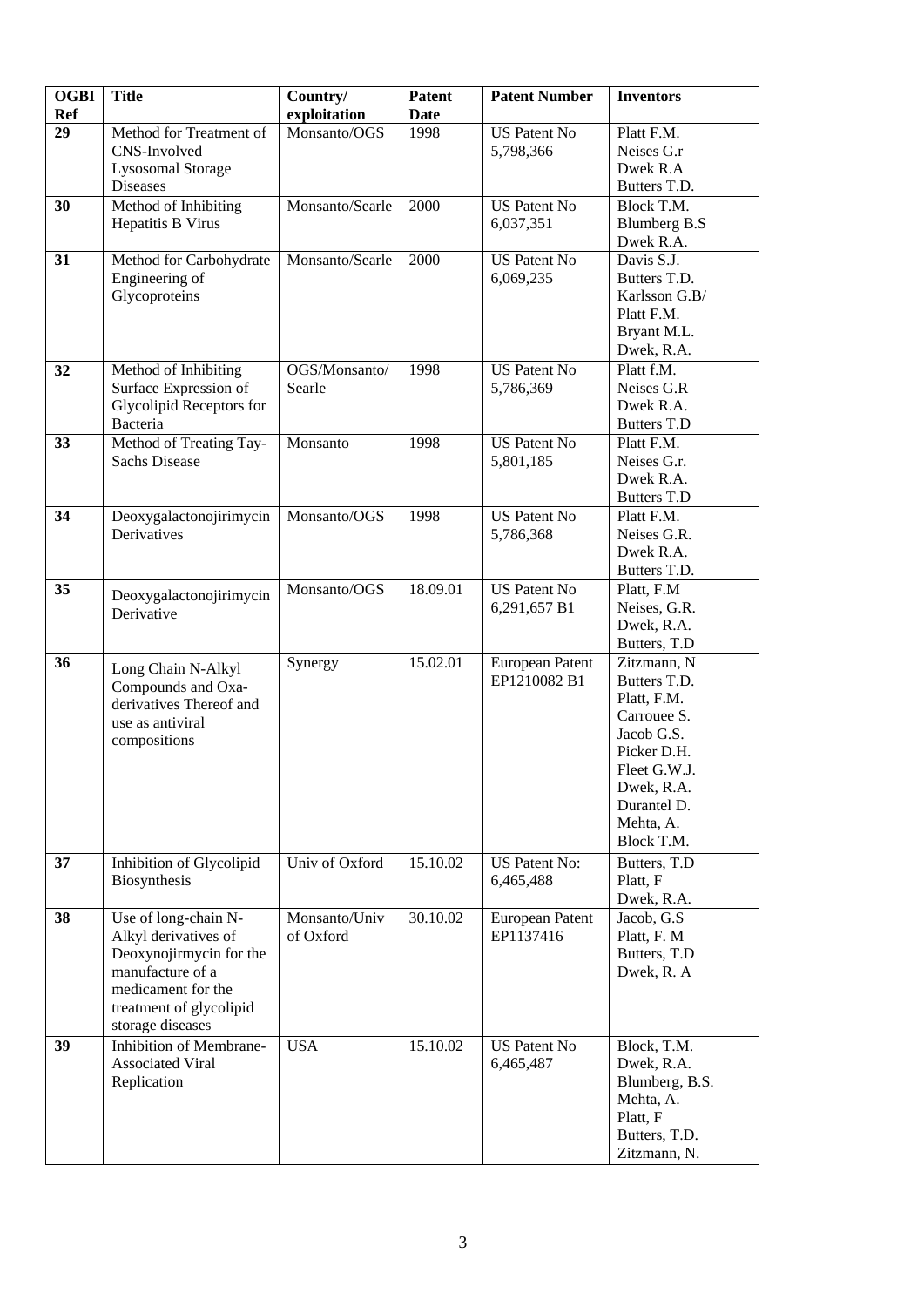| OGBI Ref | Title | Country/ exploitation | Patent Date | Patent Number | Inventors |
|---|---|---|---|---|---|
| **29** | Method for Treatment of CNS-Involved Lysosomal Storage Diseases | Monsanto/OGS | 1998 | US Patent No 5,798,366 | Platt F.M. Neises G.r Dwek R.A Butters T.D. |
| **30** | Method of Inhibiting Hepatitis B Virus | Monsanto/Searle | 2000 | US Patent No 6,037,351 | Block T.M. Blumberg B.S Dwek R.A. |
| **31** | Method for Carbohydrate Engineering of Glycoproteins | Monsanto/Searle | 2000 | US Patent No 6,069,235 | Davis S.J. Butters T.D. Karlsson G.B/ Platt F.M. Bryant M.L. Dwek, R.A. |
| **32** | Method of Inhibiting Surface Expression of Glycolipid Receptors for Bacteria | OGS/Monsanto/ Searle | 1998 | US Patent No 5,786,369 | Platt f.M. Neises G.R Dwek R.A. Butters T.D |
| **33** | Method of Treating Tay-Sachs Disease | Monsanto | 1998 | US Patent No 5,801,185 | Platt F.M. Neises G.r. Dwek R.A. Butters T.D |
| **34** | Deoxygalactonojirimycin Derivatives | Monsanto/OGS | 1998 | US Patent No 5,786,368 | Platt F.M. Neises G.R. Dwek R.A. Butters T.D. |
| **35** | Deoxygalactonojirimycin Derivative | Monsanto/OGS | 18.09.01 | US Patent No 6,291,657 B1 | Platt, F.M Neises, G.R. Dwek, R.A. Butters, T.D |
| **36** | Long Chain N-Alkyl Compounds and Oxa-derivatives Thereof and use as antiviral compositions | Synergy | 15.02.01 | European Patent EP1210082 B1 | Zitzmann, N Butters T.D. Platt, F.M. Carrouee S. Jacob G.S. Picker D.H. Fleet G.W.J. Dwek, R.A. Durantel D. Mehta, A. Block T.M. |
| **37** | Inhibition of Glycolipid Biosynthesis | Univ of Oxford | 15.10.02 | US Patent No: 6,465,488 | Butters, T.D Platt, F Dwek, R.A. |
| **38** | Use of long-chain N-Alkyl derivatives of Deoxynojirmycin for the manufacture of a medicament for the treatment of glycolipid storage diseases | Monsanto/Univ of Oxford | 30.10.02 | European Patent EP1137416 | Jacob, G.S Platt, F. M Butters, T.D Dwek, R. A |
| **39** | Inhibition of Membrane-Associated Viral Replication | USA | 15.10.02 | US Patent No 6,465,487 | Block, T.M. Dwek, R.A. Blumberg, B.S. Mehta, A. Platt, F Butters, T.D. Zitzmann, N. |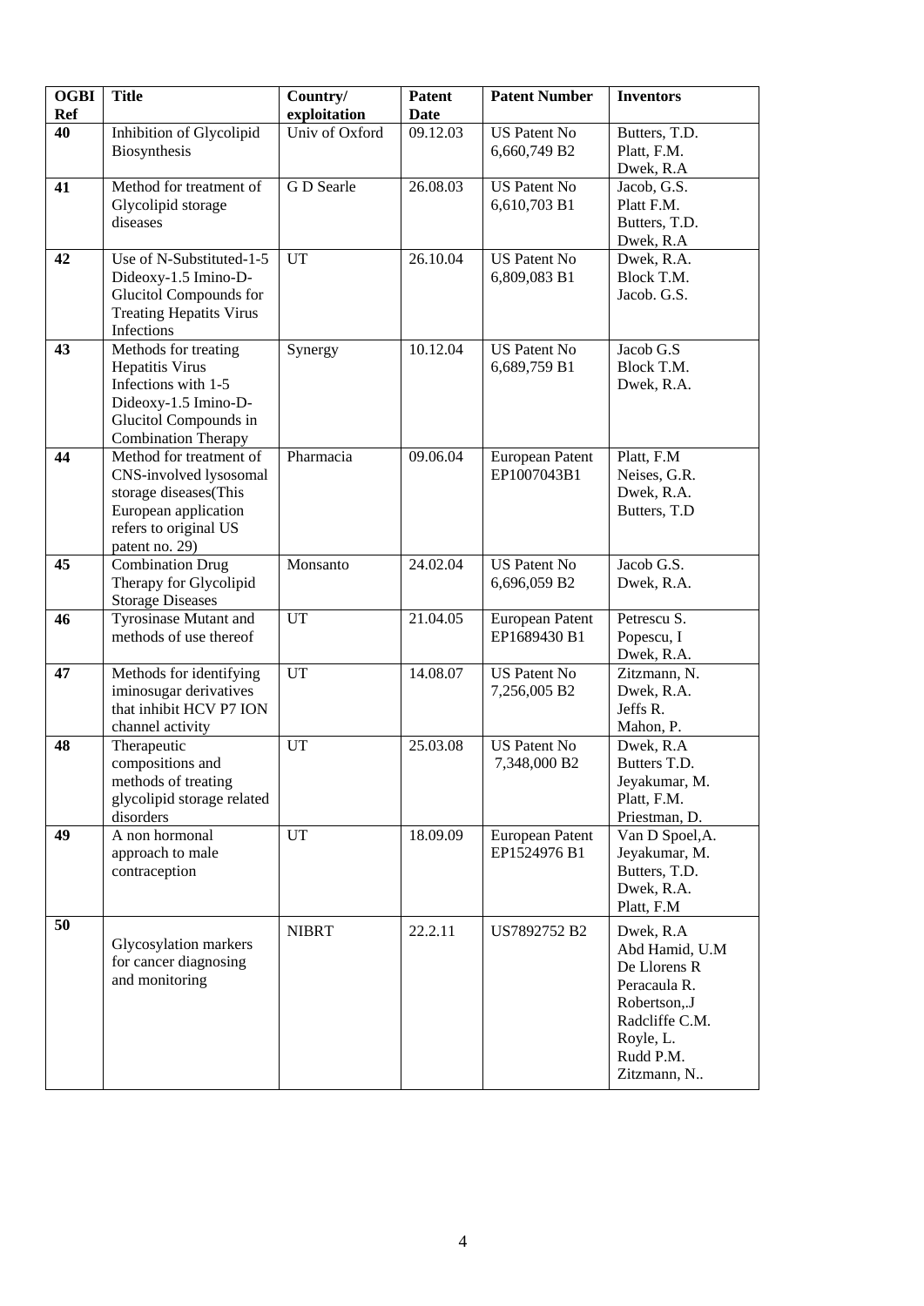| OGBI Ref | Title | Country/ exploitation | Patent Date | Patent Number | Inventors |
|---|---|---|---|---|---|
| 40 | Inhibition of Glycolipid Biosynthesis | Univ of Oxford | 09.12.03 | US Patent No 6,660,749 B2 | Butters, T.D. Platt, F.M. Dwek, R.A |
| 41 | Method for treatment of Glycolipid storage diseases | G D Searle | 26.08.03 | US Patent No 6,610,703 B1 | Jacob, G.S. Platt F.M. Butters, T.D. Dwek, R.A |
| 42 | Use of N-Substituted-1-5 Dideoxy-1.5 Imino-D-Glucitol Compounds for Treating Hepatits Virus Infections | UT | 26.10.04 | US Patent No 6,809,083 B1 | Dwek, R.A. Block T.M. Jacob. G.S. |
| 43 | Methods for treating Hepatitis Virus Infections with 1-5 Dideoxy-1.5 Imino-D-Glucitol Compounds in Combination Therapy | Synergy | 10.12.04 | US Patent No 6,689,759 B1 | Jacob G.S Block T.M. Dwek, R.A. |
| 44 | Method for treatment of CNS-involved lysosomal storage diseases(This European application refers to original US patent no. 29) | Pharmacia | 09.06.04 | European Patent EP1007043B1 | Platt, F.M Neises, G.R. Dwek, R.A. Butters, T.D |
| 45 | Combination Drug Therapy for Glycolipid Storage Diseases | Monsanto | 24.02.04 | US Patent No 6,696,059 B2 | Jacob G.S. Dwek, R.A. |
| 46 | Tyrosinase Mutant and methods of use thereof | UT | 21.04.05 | European Patent EP1689430 B1 | Petrescu S. Popescu, I Dwek, R.A. |
| 47 | Methods for identifying iminosugar derivatives that inhibit HCV P7 ION channel activity | UT | 14.08.07 | US Patent No 7,256,005 B2 | Zitzmann, N. Dwek, R.A. Jeffs R. Mahon, P. |
| 48 | Therapeutic compositions and methods of treating glycolipid storage related disorders | UT | 25.03.08 | US Patent No 7,348,000 B2 | Dwek, R.A Butters T.D. Jeyakumar, M. Platt, F.M. Priestman, D. |
| 49 | A non hormonal approach to male contraception | UT | 18.09.09 | European Patent EP1524976 B1 | Van D Spoel,A. Jeyakumar, M. Butters, T.D. Dwek, R.A. Platt, F.M |
| 50 | Glycosylation markers for cancer diagnosing and monitoring | NIBRT | 22.2.11 | US7892752 B2 | Dwek, R.A Abd Hamid, U.M De Llorens R Peracaula R. Robertson,.J Radcliffe C.M. Royle, L. Rudd P.M. Zitzmann, N.. |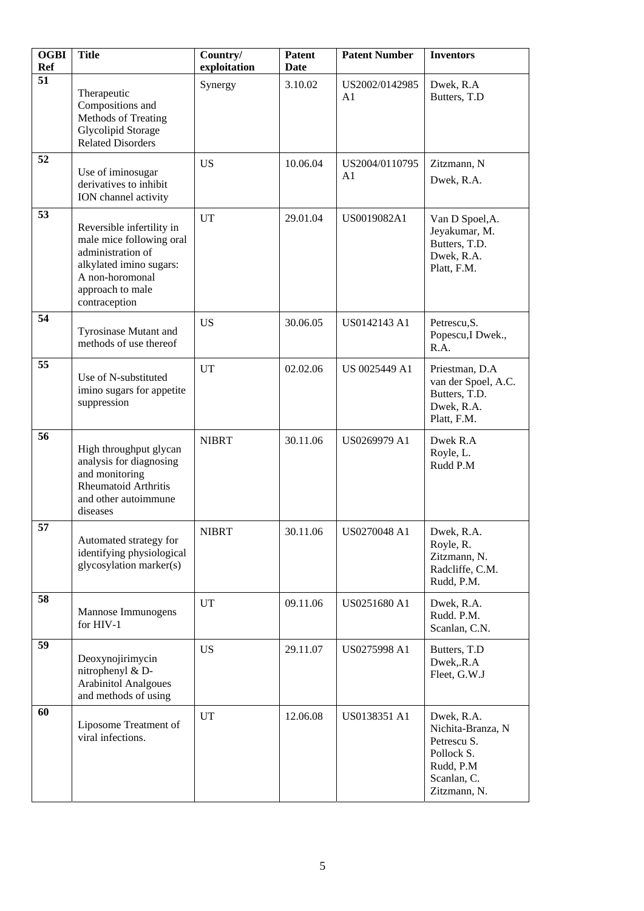| OGBI Ref | Title | Country/ exploitation | Patent Date | Patent Number | Inventors |
|---|---|---|---|---|---|
| 51 | Therapeutic Compositions and Methods of Treating Glycolipid Storage Related Disorders | Synergy | 3.10.02 | US2002/0142985 A1 | Dwek, R.A<br>Butters, T.D |
| 52 | Use of iminosugar derivatives to inhibit ION channel activity | US | 10.06.04 | US2004/0110795 A1 | Zitzmann, N<br>Dwek, R.A. |
| 53 | Reversible infertility in male mice following oral administration of alkylated imino sugars: A non-horomonal approach to male contraception | UT | 29.01.04 | US0019082A1 | Van D Spoel,A.<br>Jeyakumar, M.<br>Butters, T.D.<br>Dwek, R.A.<br>Platt, F.M. |
| 54 | Tyrosinase Mutant and methods of use thereof | US | 30.06.05 | US0142143 A1 | Petrescu,S.<br>Popescu,I Dwek., R.A. |
| 55 | Use of N-substituted imino sugars for appetite suppression | UT | 02.02.06 | US 0025449 A1 | Priestman, D.A<br>van der Spoel, A.C.<br>Butters, T.D.<br>Dwek, R.A.<br>Platt, F.M. |
| 56 | High throughput glycan analysis for diagnosing and monitoring Rheumatoid Arthritis and other autoimmune diseases | NIBRT | 30.11.06 | US0269979 A1 | Dwek R.A<br>Royle, L.<br>Rudd P.M |
| 57 | Automated strategy for identifying physiological glycosylation marker(s) | NIBRT | 30.11.06 | US0270048 A1 | Dwek, R.A.<br>Royle, R.<br>Zitzmann, N.<br>Radcliffe, C.M.<br>Rudd, P.M. |
| 58 | Mannose Immunogens for HIV-1 | UT | 09.11.06 | US0251680 A1 | Dwek, R.A.<br>Rudd. P.M.<br>Scanlan, C.N. |
| 59 | Deoxynojirimycin nitrophenyl & D-Arabinitol Analgoues and methods of using | US | 29.11.07 | US0275998 A1 | Butters, T.D<br>Dwek,.R.A<br>Fleet, G.W.J |
| 60 | Liposome Treatment of viral infections. | UT | 12.06.08 | US0138351 A1 | Dwek, R.A.<br>Nichita-Branza, N<br>Petrescu S.<br>Pollock S.<br>Rudd, P.M<br>Scanlan, C.<br>Zitzmann, N. |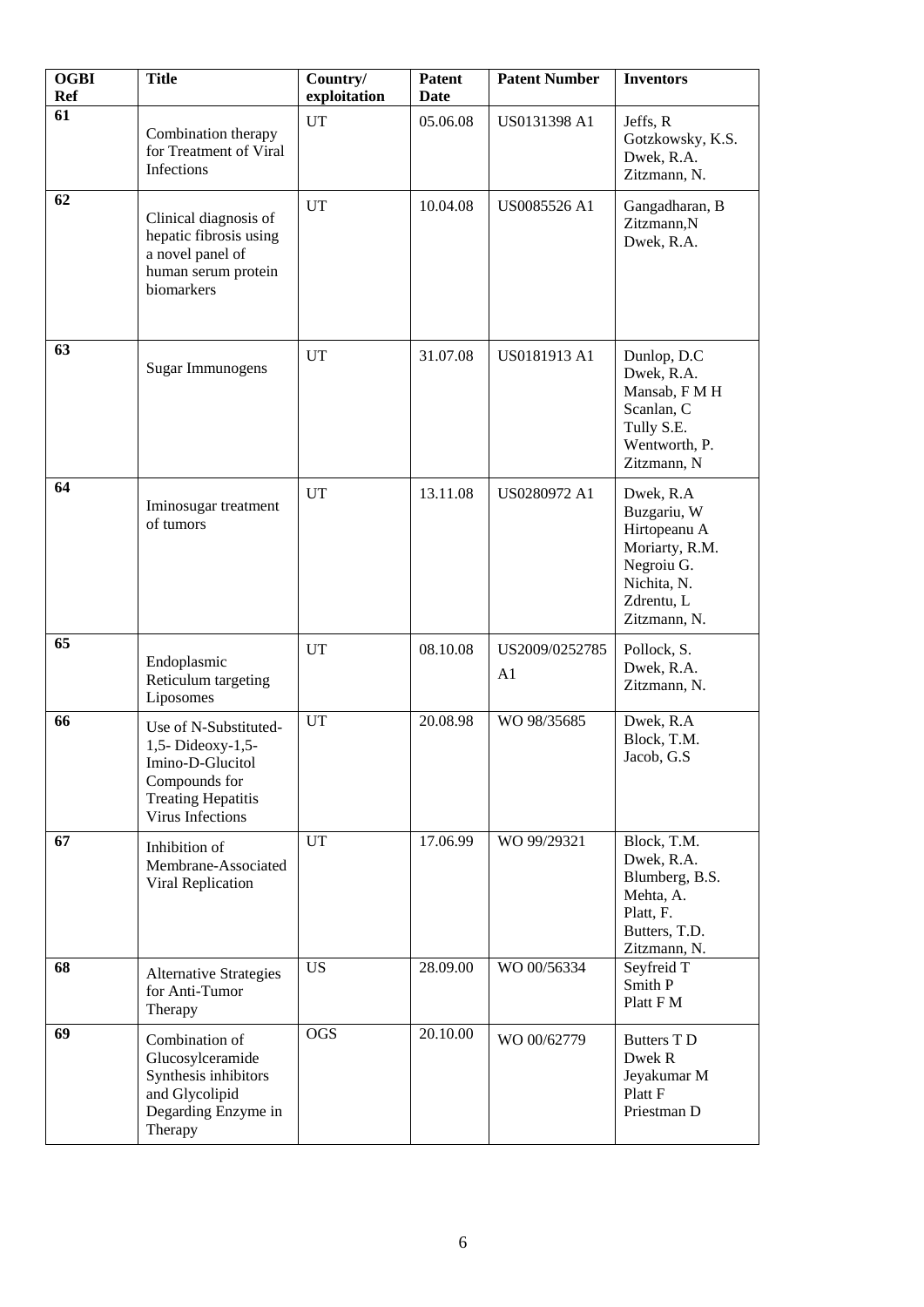| OGBI Ref | Title | Country/ exploitation | Patent Date | Patent Number | Inventors |
|---|---|---|---|---|---|
| 61 | Combination therapy for Treatment of Viral Infections | UT | 05.06.08 | US0131398 A1 | Jeffs, R Gotzkowsky, K.S. Dwek, R.A. Zitzmann, N. |
| 62 | Clinical diagnosis of hepatic fibrosis using a novel panel of human serum protein biomarkers | UT | 10.04.08 | US0085526 A1 | Gangadharan, B Zitzmann,N Dwek, R.A. |
| 63 | Sugar Immunogens | UT | 31.07.08 | US0181913 A1 | Dunlop, D.C Dwek, R.A. Mansab, F M H Scanlan, C Tully S.E. Wentworth, P. Zitzmann, N |
| 64 | Iminosugar treatment of tumors | UT | 13.11.08 | US0280972 A1 | Dwek, R.A Buzgariu, W Hirtopeanu A Moriarty, R.M. Negroiu G. Nichita, N. Zdrentu, L Zitzmann, N. |
| 65 | Endoplasmic Reticulum targeting Liposomes | UT | 08.10.08 | US2009/0252785 A1 | Pollock, S. Dwek, R.A. Zitzmann, N. |
| 66 | Use of N-Substituted-1,5- Dideoxy-1,5-Imino-D-Glucitol Compounds for Treating Hepatitis Virus Infections | UT | 20.08.98 | WO 98/35685 | Dwek, R.A Block, T.M. Jacob, G.S |
| 67 | Inhibition of Membrane-Associated Viral Replication | UT | 17.06.99 | WO 99/29321 | Block, T.M. Dwek, R.A. Blumberg, B.S. Mehta, A. Platt, F. Butters, T.D. Zitzmann, N. |
| 68 | Alternative Strategies for Anti-Tumor Therapy | US | 28.09.00 | WO 00/56334 | Seyfreid T Smith P Platt F M |
| 69 | Combination of Glucosylceramide Synthesis inhibitors and Glycolipid Degarding Enzyme in Therapy | OGS | 20.10.00 | WO 00/62779 | Butters T D Dwek R Jeyakumar M Platt F Priestman D |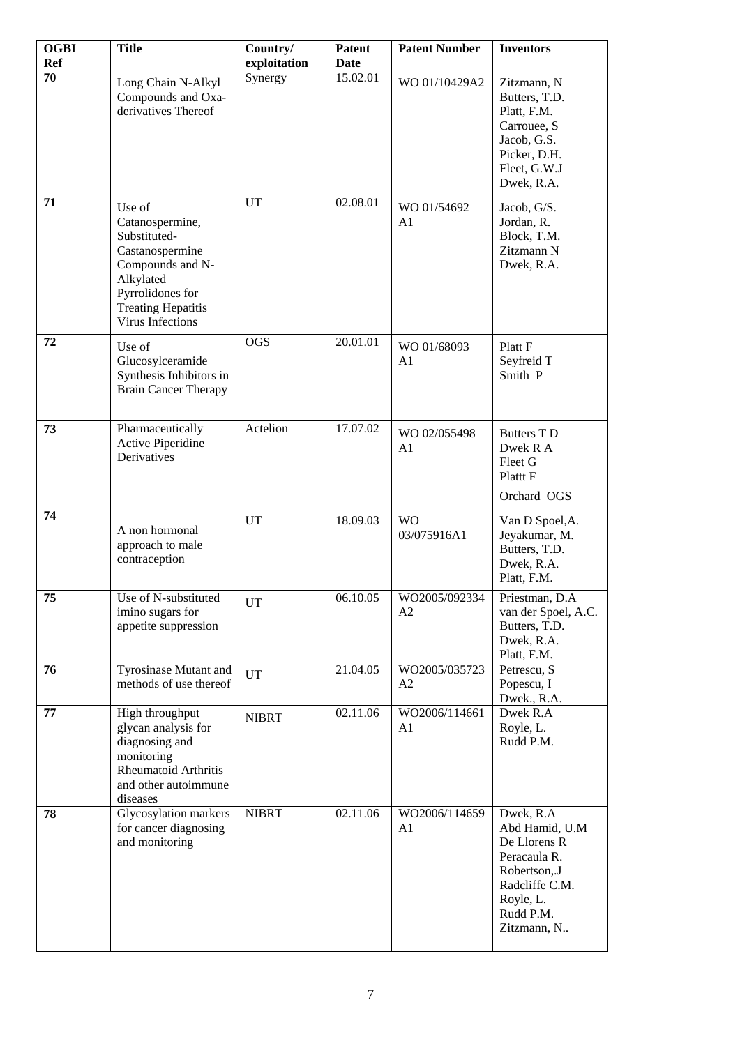| OGBI Ref | Title | Country/ exploitation | Patent Date | Patent Number | Inventors |
|---|---|---|---|---|---|
| 70 | Long Chain N-Alkyl Compounds and Oxa-derivatives Thereof | Synergy | 15.02.01 | WO 01/10429A2 | Zitzmann, N<br>Butters, T.D.<br>Platt, F.M.<br>Carrouee, S<br>Jacob, G.S.<br>Picker, D.H.<br>Fleet, G.W.J<br>Dwek, R.A. |
| 71 | Use of Catanospermine, Substituted-Castanospermine Compounds and N-Alkylated Pyrrolidones for Treating Hepatitis Virus Infections | UT | 02.08.01 | WO 01/54692 A1 | Jacob, G/S.<br>Jordan, R.<br>Block, T.M.<br>Zitzmann N<br>Dwek, R.A. |
| 72 | Use of Glucosylceramide Synthesis Inhibitors in Brain Cancer Therapy | OGS | 20.01.01 | WO 01/68093 A1 | Platt F<br>Seyfreid T<br>Smith P |
| 73 | Pharmaceutically Active Piperidine Derivatives | Actelion | 17.07.02 | WO 02/055498 A1 | Butters T D<br>Dwek R A<br>Fleet G<br>Plattt F<br>Orchard OGS |
| 74 | A non hormonal approach to male contraception | UT | 18.09.03 | WO 03/075916A1 | Van D Spoel,A.<br>Jeyakumar, M.<br>Butters, T.D.<br>Dwek, R.A.<br>Platt, F.M. |
| 75 | Use of N-substituted imino sugars for appetite suppression | UT | 06.10.05 | WO2005/092334 A2 | Priestman, D.A<br>van der Spoel, A.C.<br>Butters, T.D.<br>Dwek, R.A.<br>Platt, F.M. |
| 76 | Tyrosinase Mutant and methods of use thereof | UT | 21.04.05 | WO2005/035723 A2 | Petrescu, S<br>Popescu, I<br>Dwek., R.A. |
| 77 | High throughput glycan analysis for diagnosing and monitoring Rheumatoid Arthritis and other autoimmune diseases | NIBRT | 02.11.06 | WO2006/114661 A1 | Dwek R.A<br>Royle, L.<br>Rudd P.M. |
| 78 | Glycosylation markers for cancer diagnosing and monitoring | NIBRT | 02.11.06 | WO2006/114659 A1 | Dwek, R.A<br>Abd Hamid, U.M<br>De Llorens R<br>Peracaula R.<br>Robertson,.J<br>Radcliffe C.M.<br>Royle, L.<br>Rudd P.M.<br>Zitzmann, N.. |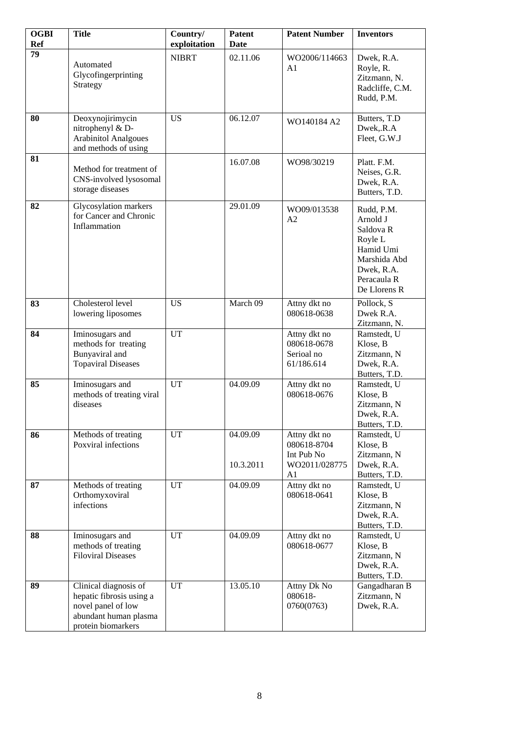| OGBI Ref | Title | Country/ exploitation | Patent Date | Patent Number | Inventors |
|---|---|---|---|---|---|
| 79 | Automated Glycofingerprinting Strategy | NIBRT | 02.11.06 | WO2006/114663 A1 | Dwek, R.A. Royle, R. Zitzmann, N. Radcliffe, C.M. Rudd, P.M. |
| 80 | Deoxynojirimycin nitrophenyl & D-Arabinitol Analgoues and methods of using | US | 06.12.07 | WO140184 A2 | Butters, T.D Dwek,.R.A Fleet, G.W.J |
| 81 | Method for treatment of CNS-involved lysosomal storage diseases | | 16.07.08 | WO98/30219 | Platt. F.M. Neises, G.R. Dwek, R.A. Butters, T.D. |
| 82 | Glycosylation markers for Cancer and Chronic Inflammation | | 29.01.09 | WO09/013538 A2 | Rudd, P.M. Arnold J Saldova R Royle L Hamid Umi Marshida Abd Dwek, R.A. Peracaula R De Llorens R |
| 83 | Cholesterol level lowering liposomes | US | March 09 | Attny dkt no 080618-0638 | Pollock, S Dwek R.A. Zitzmann, N. |
| 84 | Iminosugars and methods for treating Bunyaviral and Topaviral Diseases | UT | | Attny dkt no 080618-0678 Serioal no 61/186.614 | Ramstedt, U Klose, B Zitzmann, N Dwek, R.A. Butters, T.D. |
| 85 | Iminosugars and methods of treating viral diseases | UT | 04.09.09 | Attny dkt no 080618-0676 | Ramstedt, U Klose, B Zitzmann, N Dwek, R.A. Butters, T.D. |
| 86 | Methods of treating Poxviral infections | UT | 04.09.09<br><br>10.3.2011 | Attny dkt no 080618-8704 Int Pub No WO2011/028775 A1 | Ramstedt, U Klose, B Zitzmann, N Dwek, R.A. Butters, T.D. |
| 87 | Methods of treating Orthomyxoviral infections | UT | 04.09.09 | Attny dkt no 080618-0641 | Ramstedt, U Klose, B Zitzmann, N Dwek, R.A. Butters, T.D. |
| 88 | Iminosugars and methods of treating Filoviral Diseases | UT | 04.09.09 | Attny dkt no 080618-0677 | Ramstedt, U Klose, B Zitzmann, N Dwek, R.A. Butters, T.D. |
| 89 | Clinical diagnosis of hepatic fibrosis using a novel panel of low abundant human plasma protein biomarkers | UT | 13.05.10 | Attny Dk No 080618-0760(0763) | Gangadharan B Zitzmann, N Dwek, R.A. |